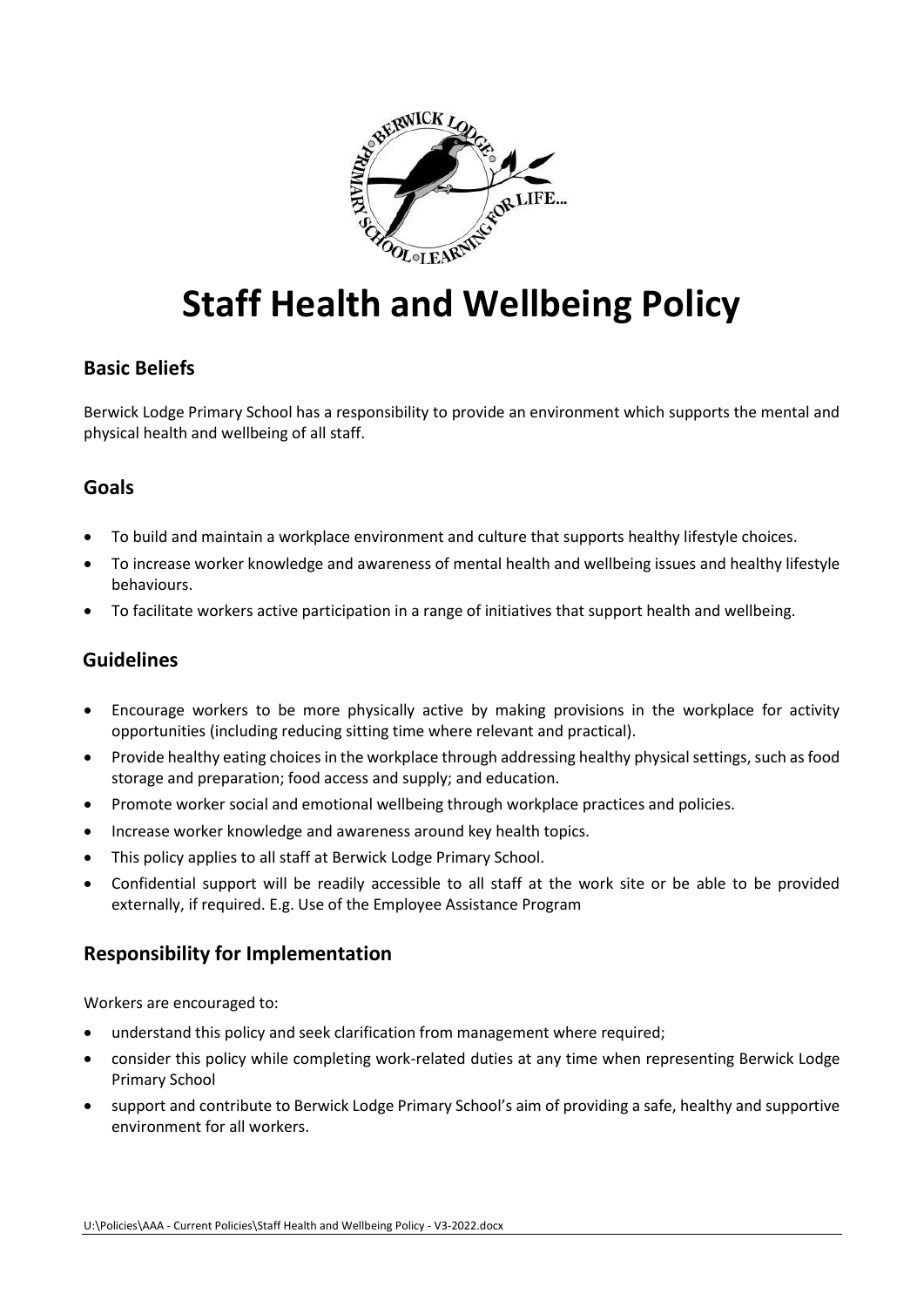# Staff Health and Wellbeing Policy

## Basic Beliefs

Berwick Lodge Primary School has a responsibility to provide an environment which supports the mental and physical health and wellbeing of all staff.

## Goals

- To build and maintain a workplace environment and culture that supports healthy lifestyle choices.
- To increase worker knowledge and awareness of mental health and wellbeing issues and healthy lifestyle behaviours.
- To facilitate workers active participation in a range of initiatives that support health and wellbeing.

## Guidelines

- Encourage workers to be more physically active by making provisions in the workplace for activity opportunities (including reducing sitting time where relevant and practical).
- Provide healthy eating choices in the workplace through addressing healthy physical settings, such as food storage and preparation; food access and supply; and education.
- Promote worker social and emotional wellbeing through workplace practices and policies.
- Increase worker knowledge and awareness around key health topics.
- This policy applies to all staff at Berwick Lodge Primary School.
- Confidential support will be readily accessible to all staff at the work site or be able to be provided externally, if required. E.g. Use of the Employee Assistance Program

## Responsibility for Implementation

Workers are encouraged to:

- understand this policy and seek clarification from management where required;
- consider this policy while completing work-related duties at any time when representing Berwick Lodge Primary School
- support and contribute to Berwick Lodge Primary School's aim of providing a safe, healthy and supportive environment for all workers.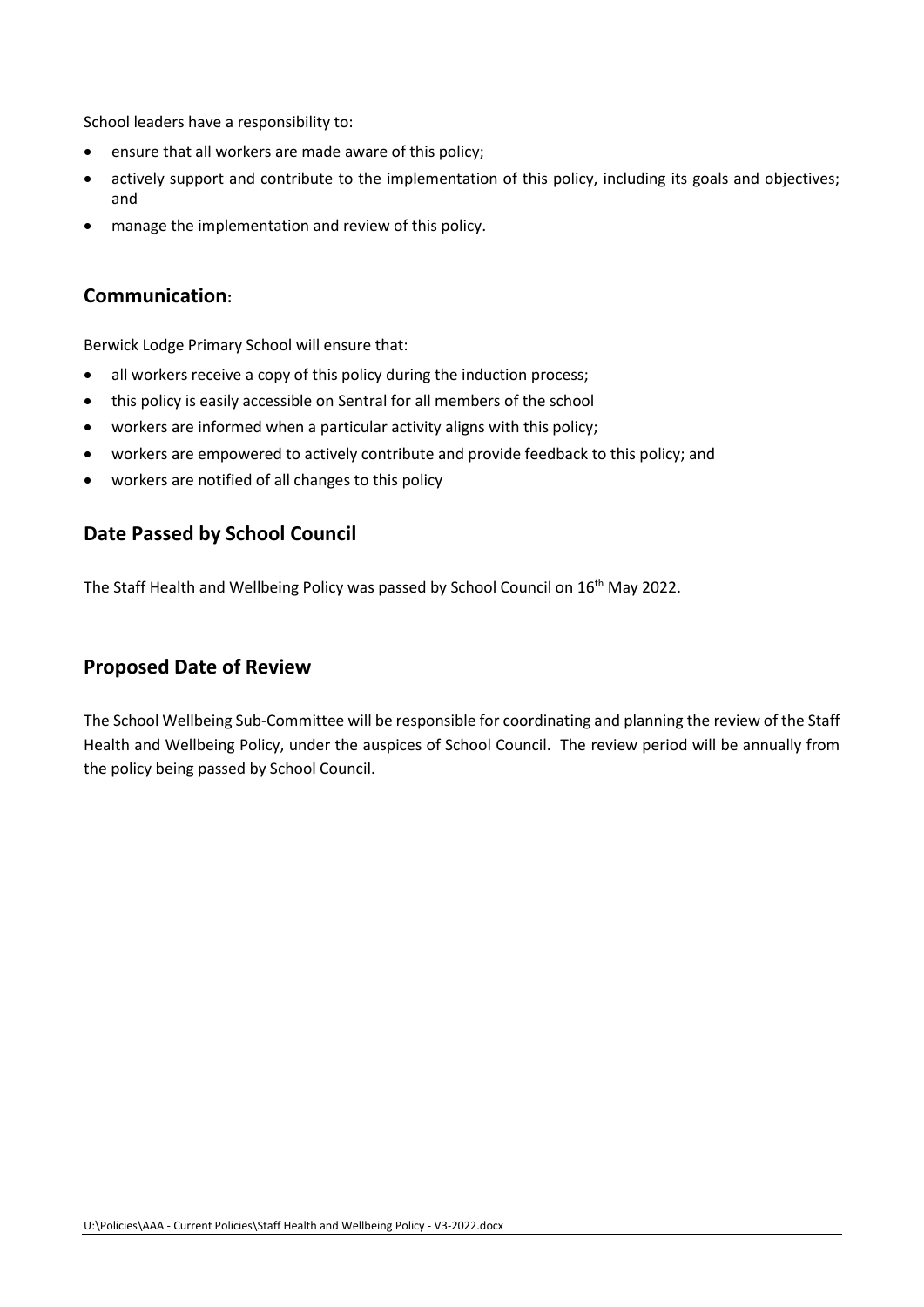School leaders have a responsibility to:

- ensure that all workers are made aware of this policy;
- actively support and contribute to the implementation of this policy, including its goals and objectives; and
- manage the implementation and review of this policy.

## Communication:

Berwick Lodge Primary School will ensure that:

- all workers receive a copy of this policy during the induction process;
- this policy is easily accessible on Sentral for all members of the school
- workers are informed when a particular activity aligns with this policy;
- workers are empowered to actively contribute and provide feedback to this policy; and
- workers are notified of all changes to this policy

## Date Passed by School Council

The Staff Health and Wellbeing Policy was passed by School Council on 16th May 2022.

## Proposed Date of Review

The School Wellbeing Sub-Committee will be responsible for coordinating and planning the review of the Staff Health and Wellbeing Policy, under the auspices of School Council. The review period will be annually from the policy being passed by School Council.